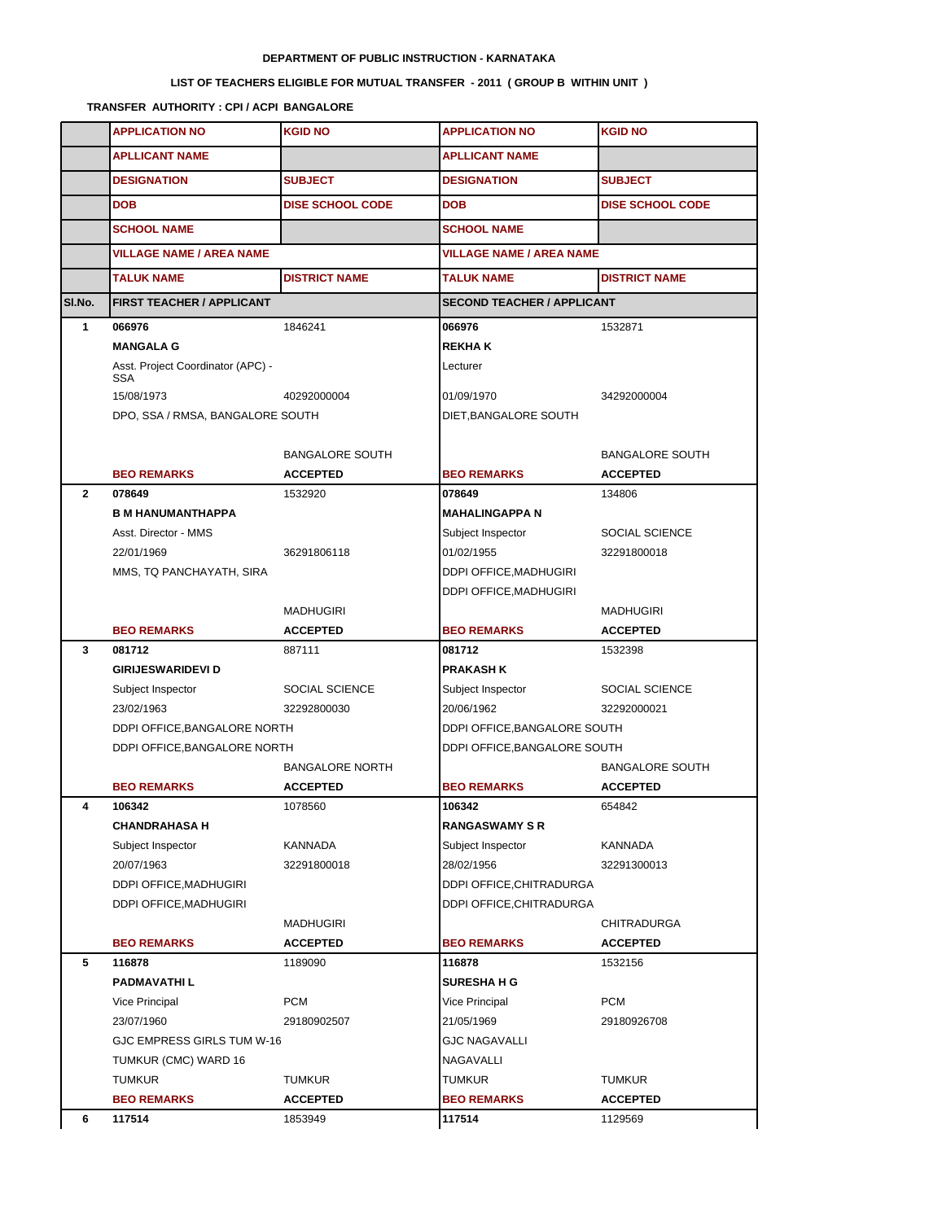**DEPARTMENT OF PUBLIC INSTRUCTION - KARNATAKA**

**LIST OF TEACHERS ELIGIBLE FOR MUTUAL TRANSFER - 2011 ( GROUP B WITHIN UNIT )**

**TRANSFER AUTHORITY : CPI / ACPI BANGALORE**

| | APPLICATION NO | KGID NO | APPLICATION NO | KGID NO |
|---|---|---|---|---|
| | APLLICANT NAME | | APLLICANT NAME | |
| | DESIGNATION | SUBJECT | DESIGNATION | SUBJECT |
| | DOB | DISE SCHOOL CODE | DOB | DISE SCHOOL CODE |
| | SCHOOL NAME | | SCHOOL NAME | |
| | VILLAGE NAME / AREA NAME | | VILLAGE NAME / AREA NAME | |
| | TALUK NAME | DISTRICT NAME | TALUK NAME | DISTRICT NAME |
| **Sl.No.** | **FIRST TEACHER / APPLICANT** | | **SECOND TEACHER / APPLICANT** | |
| **1** | **066976** | 1846241 | **066976** | 1532871 |
| | **MANGALA G** | | **REKHA K** | |
| | Asst. Project Coordinator (APC) - SSA | | Lecturer | |
| | 15/08/1973 | 40292000004 | 01/09/1970 | 34292000004 |
| | DPO, SSA / RMSA, BANGALORE SOUTH | | DIET,BANGALORE SOUTH | |
| | | | | |
| | | BANGALORE SOUTH | | BANGALORE SOUTH |
| | **BEO REMARKS** | **ACCEPTED** | **BEO REMARKS** | **ACCEPTED** |
| **2** | **078649** | 1532920 | **078649** | 134806 |
| | **B M HANUMANTHAPPA** | | **MAHALINGAPPA N** | |
| | Asst. Director - MMS | | Subject Inspector | SOCIAL SCIENCE |
| | 22/01/1969 | 36291806118 | 01/02/1955 | 32291800018 |
| | MMS, TQ PANCHAYATH, SIRA | | DDPI OFFICE,MADHUGIRI | |
| | | | DDPI OFFICE,MADHUGIRI | |
| | | MADHUGIRI | | MADHUGIRI |
| | **BEO REMARKS** | **ACCEPTED** | **BEO REMARKS** | **ACCEPTED** |
| **3** | **081712** | 887111 | **081712** | 1532398 |
| | **GIRIJESWARIDEVI D** | | **PRAKASH K** | |
| | Subject Inspector | SOCIAL SCIENCE | Subject Inspector | SOCIAL SCIENCE |
| | 23/02/1963 | 32292800030 | 20/06/1962 | 32292000021 |
| | DDPI OFFICE,BANGALORE NORTH | | DDPI OFFICE,BANGALORE SOUTH | |
| | DDPI OFFICE,BANGALORE NORTH | | DDPI OFFICE,BANGALORE SOUTH | |
| | | BANGALORE NORTH | | BANGALORE SOUTH |
| | **BEO REMARKS** | **ACCEPTED** | **BEO REMARKS** | **ACCEPTED** |
| **4** | **106342** | 1078560 | **106342** | 654842 |
| | **CHANDRAHASA H** | | **RANGASWAMY S R** | |
| | Subject Inspector | KANNADA | Subject Inspector | KANNADA |
| | 20/07/1963 | 32291800018 | 28/02/1956 | 32291300013 |
| | DDPI OFFICE,MADHUGIRI | | DDPI OFFICE,CHITRADURGA | |
| | DDPI OFFICE,MADHUGIRI | | DDPI OFFICE,CHITRADURGA | |
| | | MADHUGIRI | | CHITRADURGA |
| | **BEO REMARKS** | **ACCEPTED** | **BEO REMARKS** | **ACCEPTED** |
| **5** | **116878** | 1189090 | **116878** | 1532156 |
| | **PADMAVATHI L** | | **SURESHA H G** | |
| | Vice Principal | PCM | Vice Principal | PCM |
| | 23/07/1960 | 29180902507 | 21/05/1969 | 29180926708 |
| | GJC EMPRESS GIRLS TUM W-16 | | GJC NAGAVALLI | |
| | TUMKUR (CMC) WARD 16 | | NAGAVALLI | |
| | TUMKUR | TUMKUR | TUMKUR | TUMKUR |
| | **BEO REMARKS** | **ACCEPTED** | **BEO REMARKS** | **ACCEPTED** |
| **6** | **117514** | 1853949 | **117514** | 1129569 |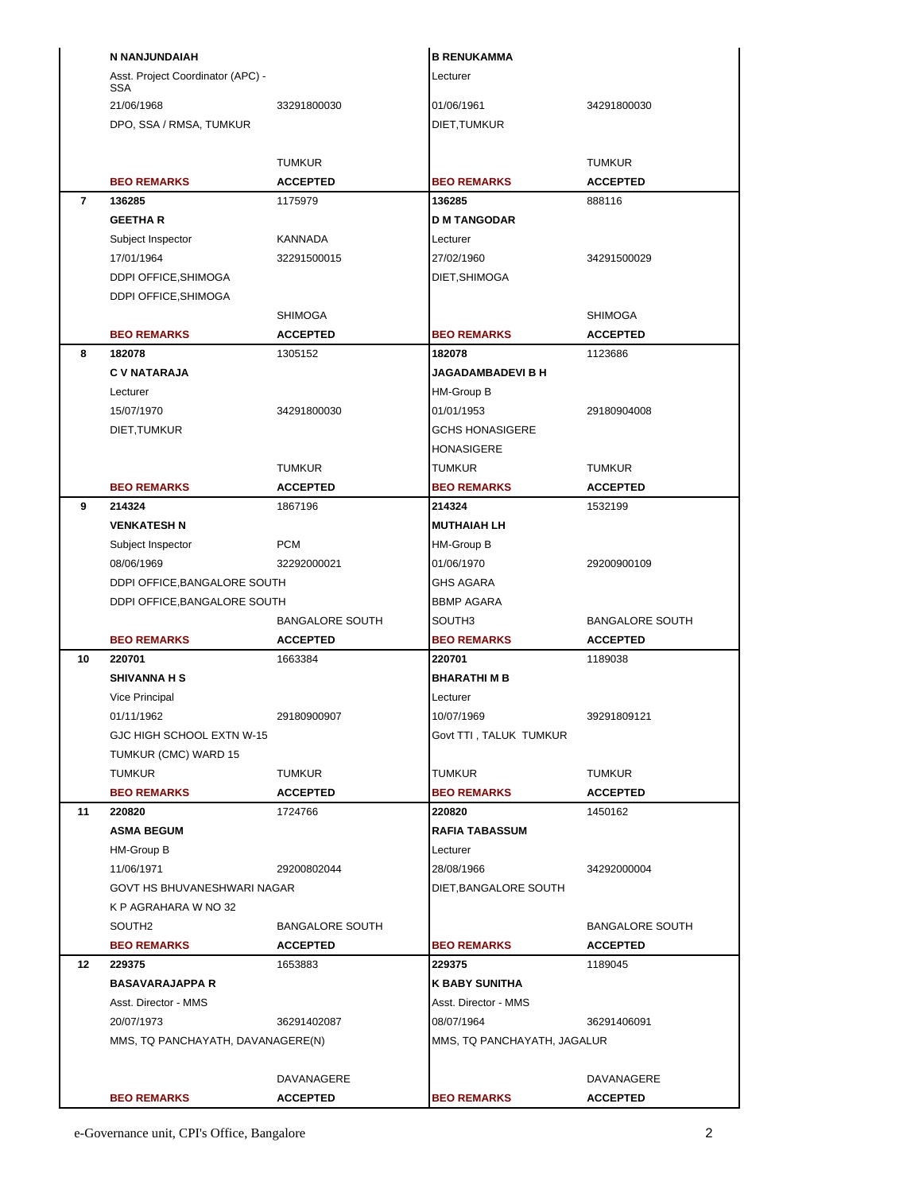| Sl | Field | Value | Field | Value |
|---|---|---|---|---|
| | N NANJUNDAIAH | | B RENUKAMMA | |
| | Asst. Project Coordinator (APC) - SSA | | Lecturer | |
| | 21/06/1968 | 33291800030 | 01/06/1961 | 34291800030 |
| | DPO, SSA / RMSA, TUMKUR | | DIET,TUMKUR | |
| | | | | |
| | | TUMKUR | | TUMKUR |
| | **BEO REMARKS** | **ACCEPTED** | **BEO REMARKS** | **ACCEPTED** |
| **7** | **136285** | 1175979 | **136285** | 888116 |
| | **GEETHA R** | | **D M TANGODAR** | |
| | Subject Inspector | KANNADA | Lecturer | |
| | 17/01/1964 | 32291500015 | 27/02/1960 | 34291500029 |
| | DDPI OFFICE,SHIMOGA | | DIET,SHIMOGA | |
| | DDPI OFFICE,SHIMOGA | | | |
| | | SHIMOGA | | SHIMOGA |
| | **BEO REMARKS** | **ACCEPTED** | **BEO REMARKS** | **ACCEPTED** |
| **8** | **182078** | 1305152 | **182078** | 1123686 |
| | **C V NATARAJA** | | **JAGADAMBADEVI B H** | |
| | Lecturer | | HM-Group B | |
| | 15/07/1970 | 34291800030 | 01/01/1953 | 29180904008 |
| | DIET,TUMKUR | | GCHS HONASIGERE | |
| | | | HONASIGERE | |
| | | TUMKUR | TUMKUR | TUMKUR |
| | **BEO REMARKS** | **ACCEPTED** | **BEO REMARKS** | **ACCEPTED** |
| **9** | **214324** | 1867196 | **214324** | 1532199 |
| | **VENKATESH N** | | **MUTHAIAH LH** | |
| | Subject Inspector | PCM | HM-Group B | |
| | 08/06/1969 | 32292000021 | 01/06/1970 | 29200900109 |
| | DDPI OFFICE,BANGALORE SOUTH | | GHS AGARA | |
| | DDPI OFFICE,BANGALORE SOUTH | | BBMP AGARA | |
| | | BANGALORE SOUTH | SOUTH3 | BANGALORE SOUTH |
| | **BEO REMARKS** | **ACCEPTED** | **BEO REMARKS** | **ACCEPTED** |
| **10** | **220701** | 1663384 | **220701** | 1189038 |
| | **SHIVANNA H S** | | **BHARATHI M B** | |
| | Vice Principal | | Lecturer | |
| | 01/11/1962 | 29180900907 | 10/07/1969 | 39291809121 |
| | GJC HIGH SCHOOL EXTN W-15 | | Govt TTI , TALUK TUMKUR | |
| | TUMKUR (CMC) WARD 15 | | | |
| | TUMKUR | TUMKUR | TUMKUR | TUMKUR |
| | **BEO REMARKS** | **ACCEPTED** | **BEO REMARKS** | **ACCEPTED** |
| **11** | **220820** | 1724766 | **220820** | 1450162 |
| | **ASMA BEGUM** | | **RAFIA TABASSUM** | |
| | HM-Group B | | Lecturer | |
| | 11/06/1971 | 29200802044 | 28/08/1966 | 34292000004 |
| | GOVT HS BHUVANESHWARI NAGAR | | DIET,BANGALORE SOUTH | |
| | K P AGRAHARA W NO 32 | | | |
| | SOUTH2 | BANGALORE SOUTH | | BANGALORE SOUTH |
| | **BEO REMARKS** | **ACCEPTED** | **BEO REMARKS** | **ACCEPTED** |
| **12** | **229375** | 1653883 | **229375** | 1189045 |
| | **BASAVARAJAPPA R** | | **K BABY SUNITHA** | |
| | Asst. Director - MMS | | Asst. Director - MMS | |
| | 20/07/1973 | 36291402087 | 08/07/1964 | 36291406091 |
| | MMS, TQ PANCHAYATH, DAVANAGERE(N) | | MMS, TQ PANCHAYATH, JAGALUR | |
| | | | | |
| | | DAVANAGERE | | DAVANAGERE |
| | **BEO REMARKS** | **ACCEPTED** | **BEO REMARKS** | **ACCEPTED** |

e-Governance unit, CPI's Office, Bangalore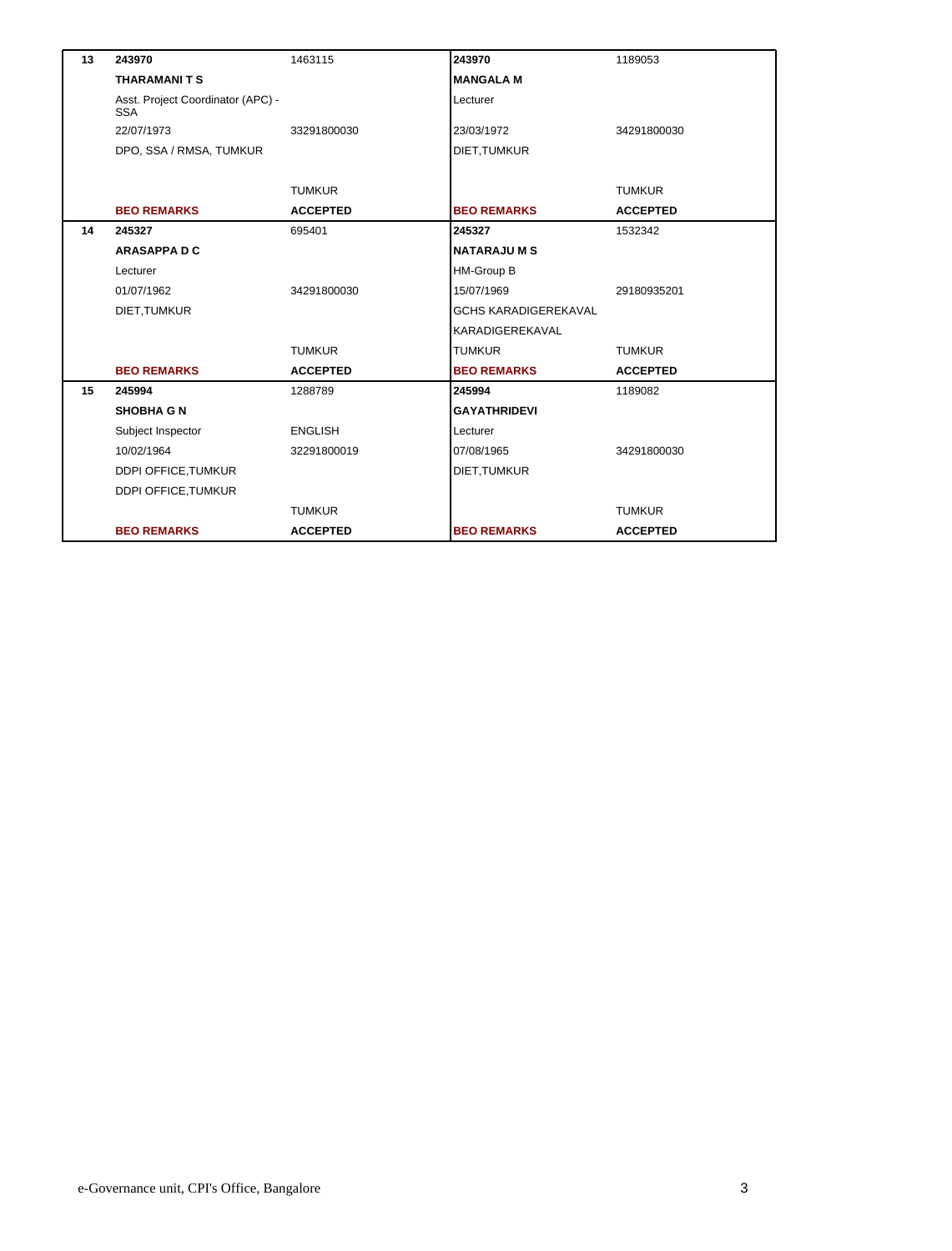| | | | | |
|---|---|---|---|---|
| **13** | **243970** | 1463115 | **243970** | 1189053 |
| | **THARAMANI T S** | | **MANGALA M** | |
| | Asst. Project Coordinator (APC) - SSA | | Lecturer | |
| | 22/07/1973 | 33291800030 | 23/03/1972 | 34291800030 |
| | DPO, SSA / RMSA, TUMKUR | | DIET,TUMKUR | |
| | | | | |
| | | TUMKUR | | TUMKUR |
| | **BEO REMARKS** | **ACCEPTED** | **BEO REMARKS** | **ACCEPTED** |
| **14** | **245327** | 695401 | **245327** | 1532342 |
| | **ARASAPPA D C** | | **NATARAJU M S** | |
| | Lecturer | | HM-Group B | |
| | 01/07/1962 | 34291800030 | 15/07/1969 | 29180935201 |
| | DIET,TUMKUR | | GCHS KARADIGEREKAVAL | |
| | | | KARADIGEREKAVAL | |
| | | TUMKUR | TUMKUR | TUMKUR |
| | **BEO REMARKS** | **ACCEPTED** | **BEO REMARKS** | **ACCEPTED** |
| **15** | **245994** | 1288789 | **245994** | 1189082 |
| | **SHOBHA G N** | | **GAYATHRIDEVI** | |
| | Subject Inspector | ENGLISH | Lecturer | |
| | 10/02/1964 | 32291800019 | 07/08/1965 | 34291800030 |
| | DDPI OFFICE,TUMKUR | | DIET,TUMKUR | |
| | DDPI OFFICE,TUMKUR | | | |
| | | TUMKUR | | TUMKUR |
| | **BEO REMARKS** | **ACCEPTED** | **BEO REMARKS** | **ACCEPTED** |

e-Governance unit, CPI's Office, Bangalore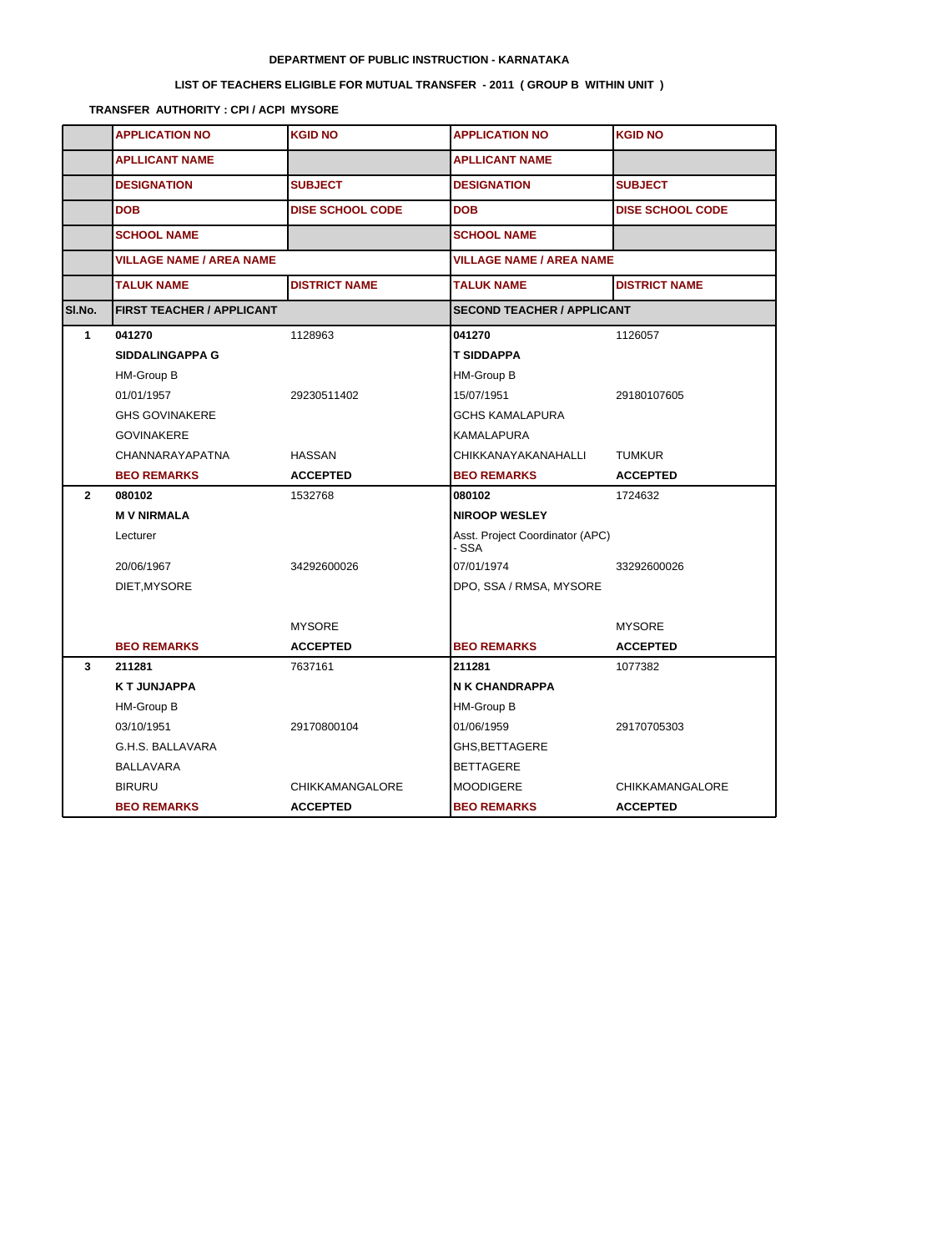**DEPARTMENT OF PUBLIC INSTRUCTION - KARNATAKA**

**LIST OF TEACHERS ELIGIBLE FOR MUTUAL TRANSFER - 2011 ( GROUP B WITHIN UNIT )**

**TRANSFER AUTHORITY : CPI / ACPI MYSORE**

| | | | | |
|---|---|---|---|---|
| | **APPLICATION NO** | **KGID NO** | **APPLICATION NO** | **KGID NO** |
| | **APLLICANT NAME** | | **APLLICANT NAME** | |
| | **DESIGNATION** | **SUBJECT** | **DESIGNATION** | **SUBJECT** |
| | **DOB** | **DISE SCHOOL CODE** | **DOB** | **DISE SCHOOL CODE** |
| | **SCHOOL NAME** | | **SCHOOL NAME** | |
| | **VILLAGE NAME / AREA NAME** | | **VILLAGE NAME / AREA NAME** | |
| | **TALUK NAME** | **DISTRICT NAME** | **TALUK NAME** | **DISTRICT NAME** |
| **Sl.No.** | **FIRST TEACHER / APPLICANT** | | **SECOND TEACHER / APPLICANT** | |
| **1** | **041270** | 1128963 | **041270** | 1126057 |
| | **SIDDALINGAPPA G** | | **T SIDDAPPA** | |
| | HM-Group B | | HM-Group B | |
| | 01/01/1957 | 29230511402 | 15/07/1951 | 29180107605 |
| | GHS GOVINAKERE | | GCHS KAMALAPURA | |
| | GOVINAKERE | | KAMALAPURA | |
| | CHANNARAYAPATNA | HASSAN | CHIKKANAYAKANAHALLI | TUMKUR |
| | **BEO REMARKS** | **ACCEPTED** | **BEO REMARKS** | **ACCEPTED** |
| **2** | **080102** | 1532768 | **080102** | 1724632 |
| | **M V NIRMALA** | | **NIROOP WESLEY** | |
| | Lecturer | | Asst. Project Coordinator (APC) - SSA | |
| | 20/06/1967 | 34292600026 | 07/01/1974 | 33292600026 |
| | DIET,MYSORE | | DPO, SSA / RMSA, MYSORE | |
| | | | | |
| | | MYSORE | | MYSORE |
| | **BEO REMARKS** | **ACCEPTED** | **BEO REMARKS** | **ACCEPTED** |
| **3** | **211281** | 7637161 | **211281** | 1077382 |
| | **K T JUNJAPPA** | | **N K CHANDRAPPA** | |
| | HM-Group B | | HM-Group B | |
| | 03/10/1951 | 29170800104 | 01/06/1959 | 29170705303 |
| | G.H.S. BALLAVARA | | GHS,BETTAGERE | |
| | BALLAVARA | | BETTAGERE | |
| | BIRURU | CHIKKAMANGALORE | MOODIGERE | CHIKKAMANGALORE |
| | **BEO REMARKS** | **ACCEPTED** | **BEO REMARKS** | **ACCEPTED** |